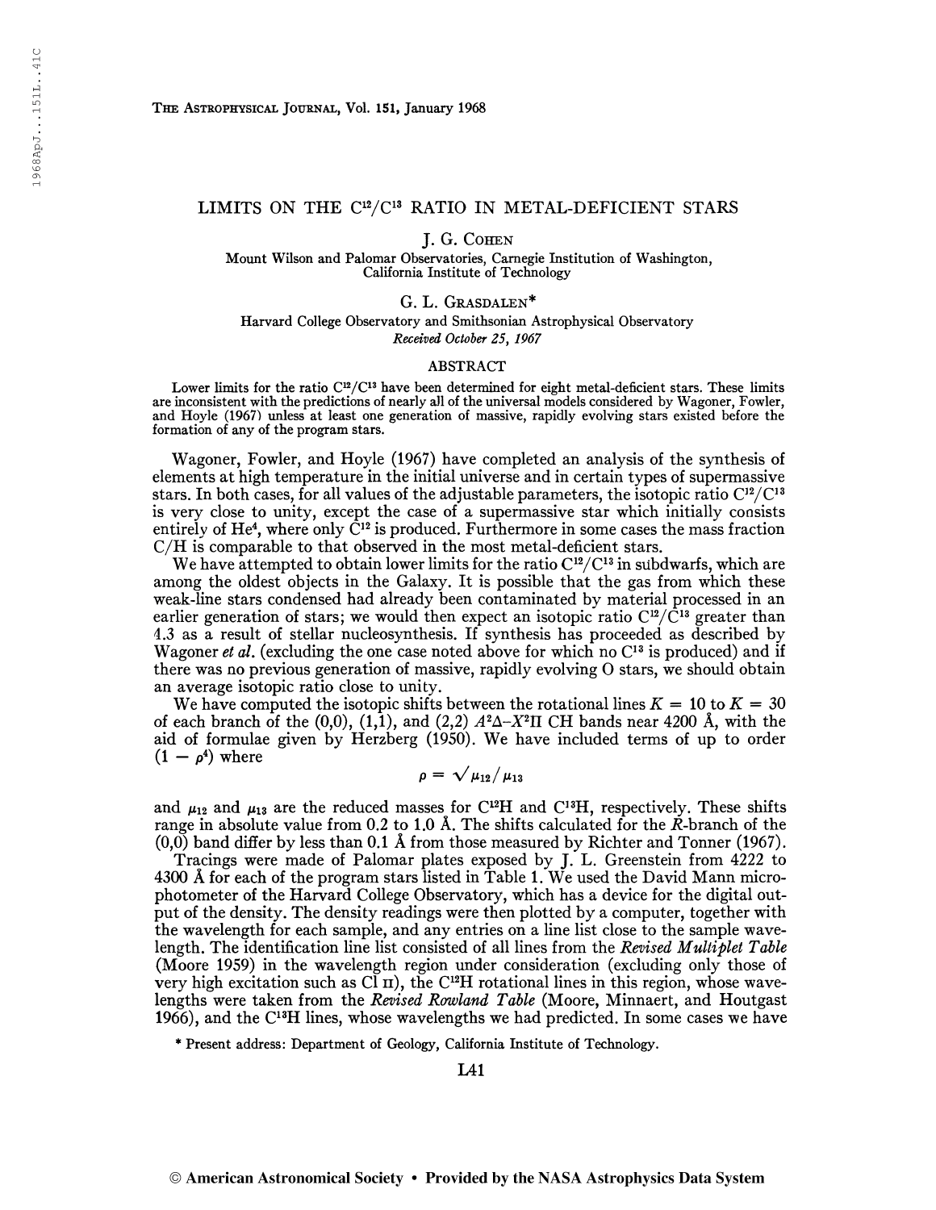# LIMITS ON THE $C^{12}/C^{13}$ RATIO IN METAL-DEFICIENT STARS

J. G. Cohen

Mount Wilson and Palomar Observatories, Carnegie Institution of Washington, California Institute of Technology

G. L. Grasdalen*

Harvard College Observatory and Smithsonian Astrophysical Observatory

*Received October 25, 1967*

## ABSTRACT

Lower limits for the ratio $C^{12}/C^{13}$ have been determined for eight metal-deficient stars. These limits are inconsistent with the predictions of nearly all of the universal models considered by Wagoner, Fowler, and Hoyle (1967) unless at least one generation of massive, rapidly evolving stars existed before the formation of any of the program stars.

Wagoner, Fowler, and Hoyle (1967) have completed an analysis of the synthesis of elements at high temperature in the initial universe and in certain types of supermassive stars. In both cases, for all values of the adjustable parameters, the isotopic ratio $C^{12}/C^{13}$ is very close to unity, except the case of a supermassive star which initially consists entirely of $He^4$, where only $C^{12}$ is produced. Furthermore in some cases the mass fraction C/H is comparable to that observed in the most metal-deficient stars.

We have attempted to obtain lower limits for the ratio $C^{12}/C^{13}$ in subdwarfs, which are among the oldest objects in the Galaxy. It is possible that the gas from which these weak-line stars condensed had already been contaminated by material processed in an earlier generation of stars; we would then expect an isotopic ratio $C^{12}/C^{13}$ greater than 4.3 as a result of stellar nucleosynthesis. If synthesis has proceeded as described by Wagoner *et al.* (excluding the one case noted above for which no $C^{13}$ is produced) and if there was no previous generation of massive, rapidly evolving O stars, we should obtain an average isotopic ratio close to unity.

We have computed the isotopic shifts between the rotational lines $K = 10$ to $K = 30$ of each branch of the (0,0), (1,1), and (2,2) $A^2\Delta$–$X^2\Pi$ CH bands near 4200 Å, with the aid of formulae given by Herzberg (1950). We have included terms of up to order $(1 - \rho^4)$ where

$$\rho = \sqrt{\mu_{12}/\mu_{13}}$$

and $\mu_{12}$ and $\mu_{13}$ are the reduced masses for $C^{12}H$ and $C^{13}H$, respectively. These shifts range in absolute value from 0.2 to 1.0 Å. The shifts calculated for the *R*-branch of the (0,0) band differ by less than 0.1 Å from those measured by Richter and Tonner (1967).

Tracings were made of Palomar plates exposed by J. L. Greenstein from 4222 to 4300 Å for each of the program stars listed in Table 1. We used the David Mann microphotometer of the Harvard College Observatory, which has a device for the digital output of the density. The density readings were then plotted by a computer, together with the wavelength for each sample, and any entries on a line list close to the sample wavelength. The identification line list consisted of all lines from the *Revised Multiplet Table* (Moore 1959) in the wavelength region under consideration (excluding only those of very high excitation such as Cl II), the $C^{12}H$ rotational lines in this region, whose wavelengths were taken from the *Revised Rowland Table* (Moore, Minnaert, and Houtgast 1966), and the $C^{13}H$ lines, whose wavelengths we had predicted. In some cases we have

* Present address: Department of Geology, California Institute of Technology.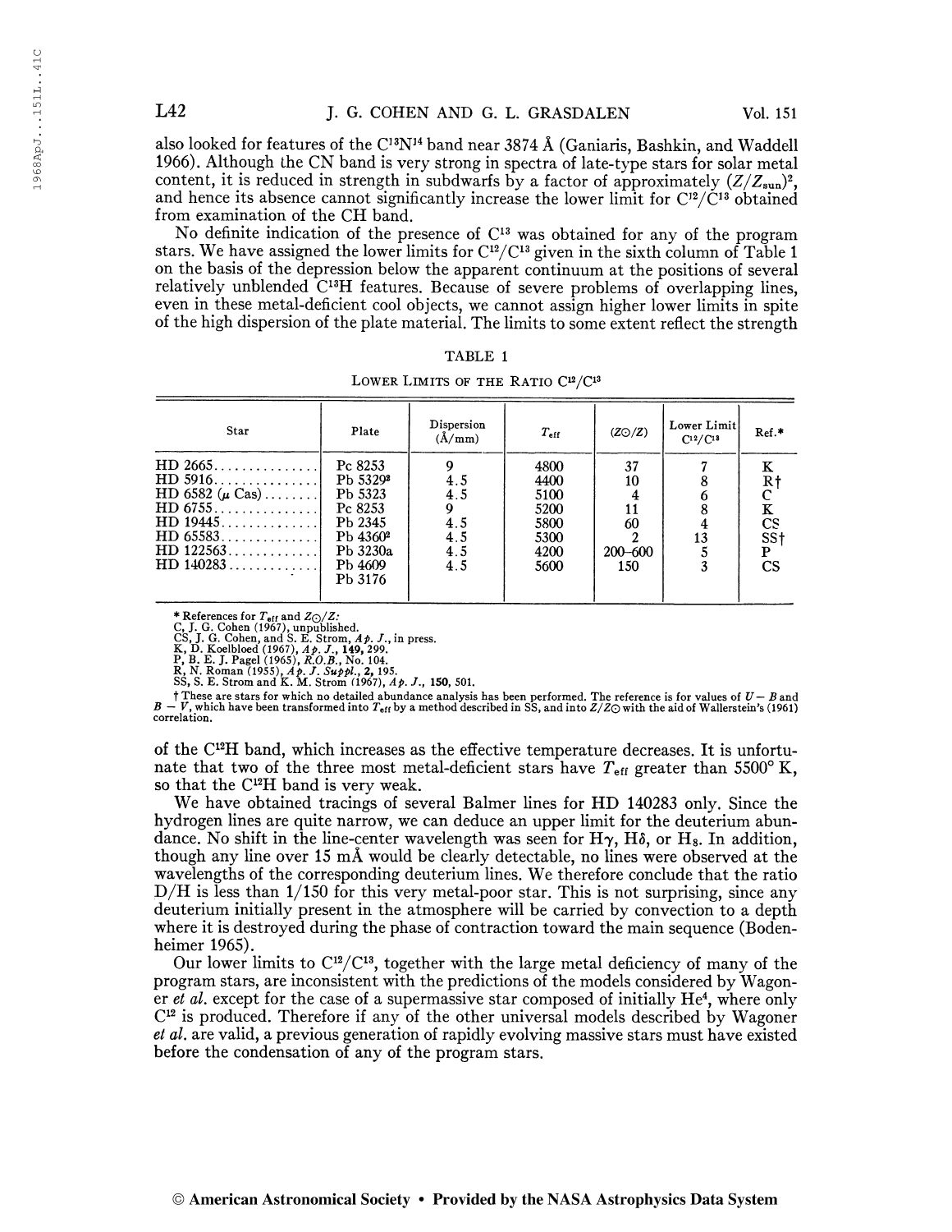also looked for features of the $C^{13}N^{14}$ band near 3874 Å (Ganiaris, Bashkin, and Waddell 1966). Although the CN band is very strong in spectra of late-type stars for solar metal content, it is reduced in strength in subdwarfs by a factor of approximately $(Z/Z_{sun})^2$, and hence its absence cannot significantly increase the lower limit for $C^{12}/C^{13}$ obtained from examination of the CH band.

No definite indication of the presence of $C^{13}$ was obtained for any of the program stars. We have assigned the lower limits for $C^{12}/C^{13}$ given in the sixth column of Table 1 on the basis of the depression below the apparent continuum at the positions of several relatively unblended $C^{13}H$ features. Because of severe problems of overlapping lines, even in these metal-deficient cool objects, we cannot assign higher lower limits in spite of the high dispersion of the plate material. The limits to some extent reflect the strength of the $C^{12}H$ band, which increases as the effective temperature decreases. It is unfortunate that two of the three most metal-deficient stars have $T_{eff}$ greater than 5500° K, so that the $C^{12}H$ band is very weak.

TABLE 1

LOWER LIMITS OF THE RATIO $C^{12}/C^{13}$

| Star | Plate | Dispersion (Å/mm) | $T_{eff}$ | $(Z_{\odot}/Z)$ | Lower Limit $C^{12}/C^{13}$ | Ref.* |
|---|---|---|---|---|---|---|
| HD 2665 | Pc 8253 | 9 | 4800 | 37 | 7 | K |
| HD 5916 | Pb 5329² | 4.5 | 4400 | 10 | 8 | R† |
| HD 6582 (μ Cas) | Pb 5323 | 4.5 | 5100 | 4 | 6 | C |
| HD 6755 | Pc 8253 | 9 | 5200 | 11 | 8 | K |
| HD 19445 | Pb 2345 | 4.5 | 5800 | 60 | 4 | CS |
| HD 65583 | Pb 4360² | 4.5 | 5300 | 2 | 13 | SS† |
| HD 122563 | Pb 3230a | 4.5 | 4200 | 200–600 | 5 | P |
| HD 140283 | Pb 4609 Pb 3176 | 4.5 | 5600 | 150 | 3 | CS |

\* References for $T_{eff}$ and $Z_{\odot}/Z$:
C, J. G. Cohen (1967), unpublished.
CS, J. G. Cohen, and S. E. Strom, *Ap. J.*, in press.
K, D. Koelbloed (1967), *Ap. J.*, **149**, 299.
P, B. E. J. Pagel (1965), *R.O.B.*, No. 104.
R, N. Roman (1955), *Ap. J. Suppl.*, **2**, 195.
SS, S. E. Strom and K. M. Strom (1967), *Ap. J.*, **150**, 501.

† These are stars for which no detailed abundance analysis has been performed. The reference is for values of $U-B$ and $B-V$, which have been transformed into $T_{eff}$ by a method described in SS, and into $Z/Z_{\odot}$ with the aid of Wallerstein's (1961) correlation.

We have obtained tracings of several Balmer lines for HD 140283 only. Since the hydrogen lines are quite narrow, we can deduce an upper limit for the deuterium abundance. No shift in the line-center wavelength was seen for Hγ, Hδ, or $H_8$. In addition, though any line over 15 mÅ would be clearly detectable, no lines were observed at the wavelengths of the corresponding deuterium lines. We therefore conclude that the ratio D/H is less than 1/150 for this very metal-poor star. This is not surprising, since any deuterium initially present in the atmosphere will be carried by convection to a depth where it is destroyed during the phase of contraction toward the main sequence (Bodenheimer 1965).

Our lower limits to $C^{12}/C^{13}$, together with the large metal deficiency of many of the program stars, are inconsistent with the predictions of the models considered by Wagoner *et al.* except for the case of a supermassive star composed of initially $He^4$, where only $C^{12}$ is produced. Therefore if any of the other universal models described by Wagoner *et al.* are valid, a previous generation of rapidly evolving massive stars must have existed before the condensation of any of the program stars.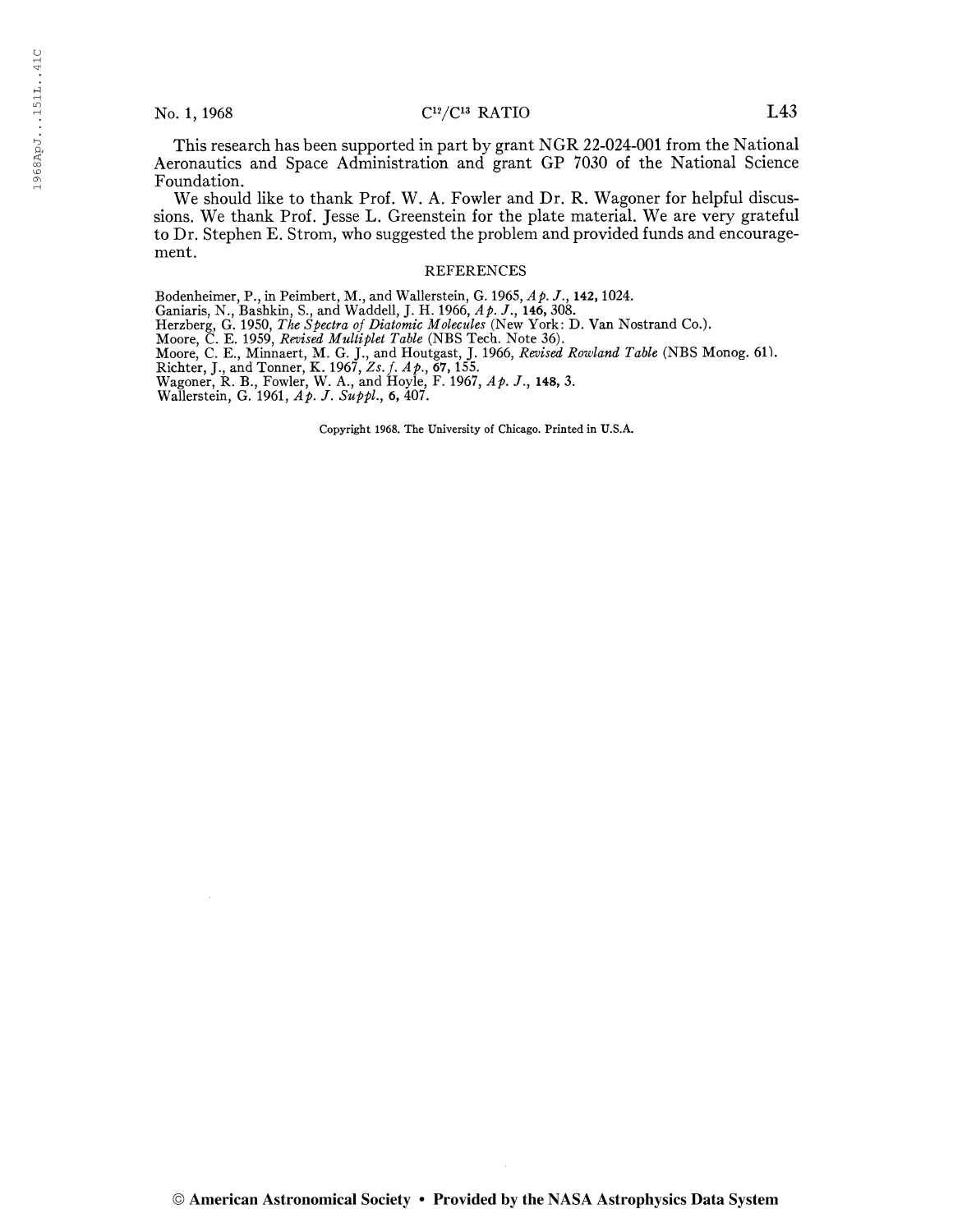This research has been supported in part by grant NGR 22-024-001 from the National Aeronautics and Space Administration and grant GP 7030 of the National Science Foundation.

We should like to thank Prof. W. A. Fowler and Dr. R. Wagoner for helpful discussions. We thank Prof. Jesse L. Greenstein for the plate material. We are very grateful to Dr. Stephen E. Strom, who suggested the problem and provided funds and encouragement.

## REFERENCES

Bodenheimer, P., in Peimbert, M., and Wallerstein, G. 1965, *Ap. J.*, **142,** 1024.
Ganiaris, N., Bashkin, S., and Waddell, J. H. 1966, *Ap. J.*, **146,** 308.
Herzberg, G. 1950, *The Spectra of Diatomic Molecules* (New York: D. Van Nostrand Co.).
Moore, C. E. 1959, *Revised Multiplet Table* (NBS Tech. Note 36).
Moore, C. E., Minnaert, M. G. J., and Houtgast, J. 1966, *Revised Rowland Table* (NBS Monog. 61).
Richter, J., and Tonner, K. 1967, *Zs. f. Ap.*, **67,** 155.
Wagoner, R. B., Fowler, W. A., and Hoyle, F. 1967, *Ap. J.*, **148,** 3.
Wallerstein, G. 1961, *Ap. J. Suppl.*, **6,** 407.

Copyright 1968. The University of Chicago. Printed in U.S.A.